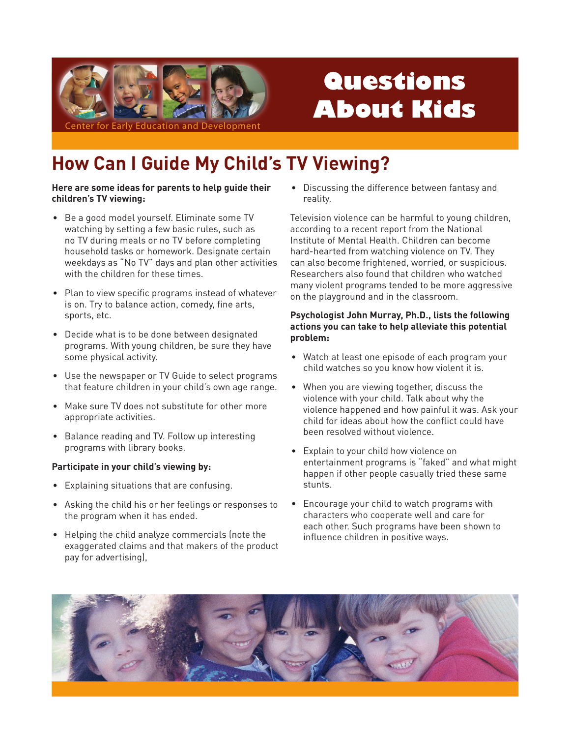Center for Early Education and Development

# Questions About Kids

## How Can I Guide My Child's TV Viewing?

**Here are some ideas for parents to help guide their children's TV viewing:**

- Be a good model yourself. Eliminate some TV watching by setting a few basic rules, such as no TV during meals or no TV before completing household tasks or homework. Designate certain weekdays as "No TV" days and plan other activities with the children for these times.
- Plan to view specific programs instead of whatever is on. Try to balance action, comedy, fine arts, sports, etc.
- Decide what is to be done between designated programs. With young children, be sure they have some physical activity.
- Use the newspaper or TV Guide to select programs that feature children in your child's own age range.
- Make sure TV does not substitute for other more appropriate activities.
- Balance reading and TV. Follow up interesting programs with library books.

**Participate in your child's viewing by:**

- Explaining situations that are confusing.
- Asking the child his or her feelings or responses to the program when it has ended.
- Helping the child analyze commercials (note the exaggerated claims and that makers of the product pay for advertising),
- Discussing the difference between fantasy and reality.

Television violence can be harmful to young children, according to a recent report from the National Institute of Mental Health. Children can become hard-hearted from watching violence on TV. They can also become frightened, worried, or suspicious. Researchers also found that children who watched many violent programs tended to be more aggressive on the playground and in the classroom.

**Psychologist John Murray, Ph.D., lists the following actions you can take to help alleviate this potential problem:**

- Watch at least one episode of each program your child watches so you know how violent it is.
- When you are viewing together, discuss the violence with your child. Talk about why the violence happened and how painful it was. Ask your child for ideas about how the conflict could have been resolved without violence.
- Explain to your child how violence on entertainment programs is "faked" and what might happen if other people casually tried these same stunts.
- Encourage your child to watch programs with characters who cooperate well and care for each other. Such programs have been shown to influence children in positive ways.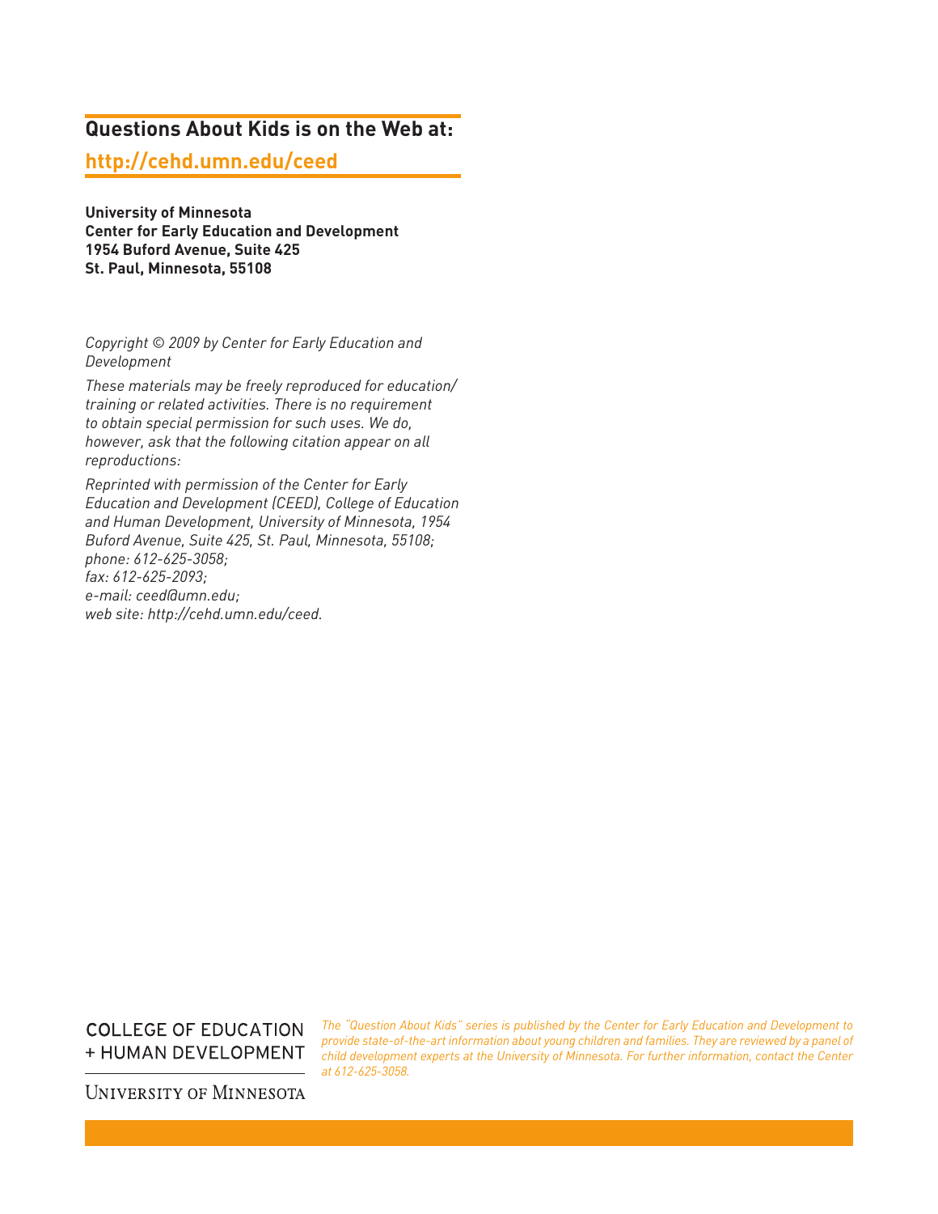## Questions About Kids is on the Web at:

## http://cehd.umn.edu/ceed

**University of Minnesota**
**Center for Early Education and Development**
**1954 Buford Avenue, Suite 425**
**St. Paul, Minnesota, 55108**

*Copyright © 2009 by Center for Early Education and Development*

*These materials may be freely reproduced for education/training or related activities. There is no requirement to obtain special permission for such uses. We do, however, ask that the following citation appear on all reproductions:*

*Reprinted with permission of the Center for Early Education and Development (CEED), College of Education and Human Development, University of Minnesota, 1954 Buford Avenue, Suite 425, St. Paul, Minnesota, 55108;*
*phone: 612-625-3058;*
*fax: 612-625-2093;*
*e-mail: ceed@umn.edu;*
*web site: http://cehd.umn.edu/ceed.*

COLLEGE OF EDUCATION
+ HUMAN DEVELOPMENT

UNIVERSITY OF MINNESOTA

*The "Question About Kids" series is published by the Center for Early Education and Development to provide state-of-the-art information about young children and families. They are reviewed by a panel of child development experts at the University of Minnesota. For further information, contact the Center at 612-625-3058.*